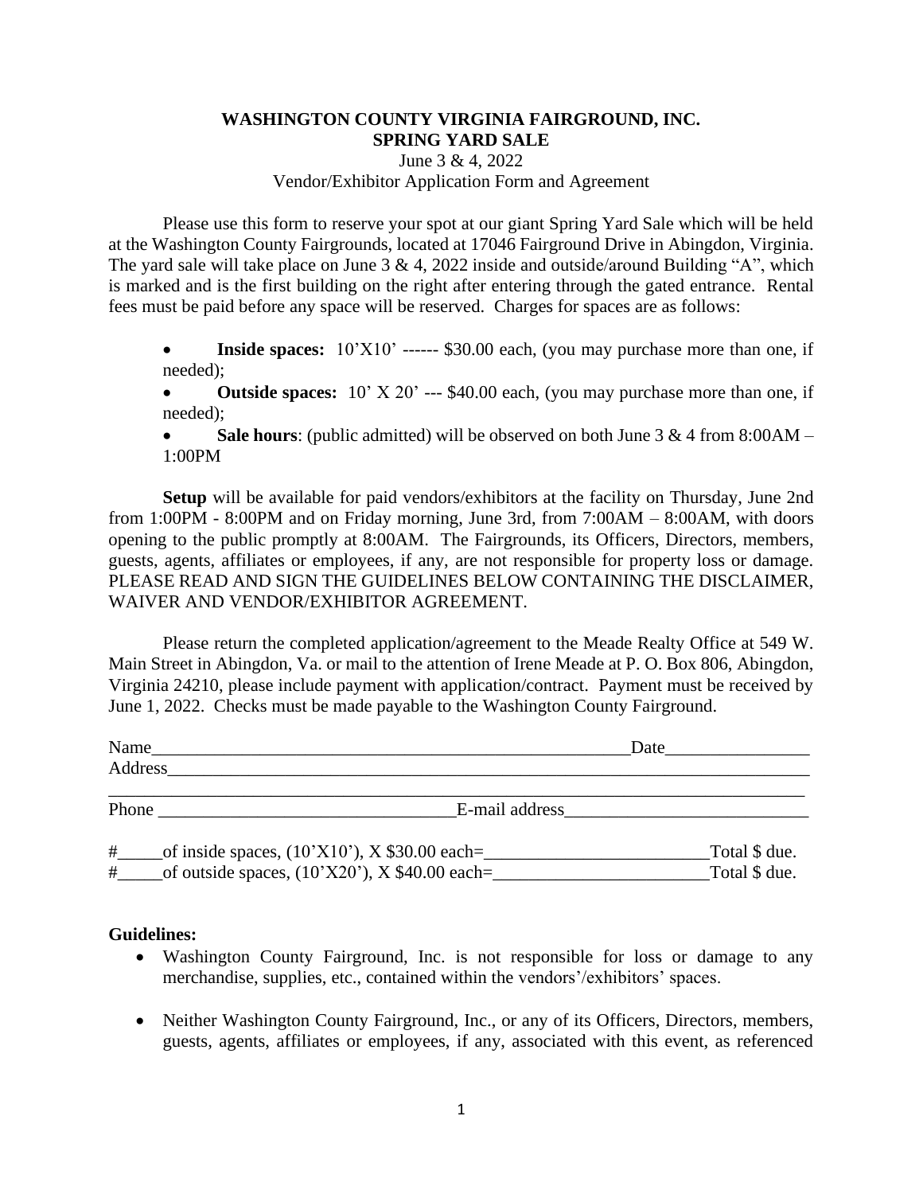**WASHINGTON COUNTY VIRGINIA FAIRGROUND, INC.**
**SPRING YARD SALE**
June 3 & 4, 2022
Vendor/Exhibitor Application Form and Agreement

Please use this form to reserve your spot at our giant Spring Yard Sale which will be held at the Washington County Fairgrounds, located at 17046 Fairground Drive in Abingdon, Virginia. The yard sale will take place on June 3 & 4, 2022 inside and outside/around Building "A", which is marked and is the first building on the right after entering through the gated entrance. Rental fees must be paid before any space will be reserved. Charges for spaces are as follows:

- **Inside spaces:** 10'X10' ------ $30.00 each, (you may purchase more than one, if needed);
- **Outside spaces:** 10' X 20' --- $40.00 each, (you may purchase more than one, if needed);
- **Sale hours**: (public admitted) will be observed on both June 3 & 4 from 8:00AM – 1:00PM

**Setup** will be available for paid vendors/exhibitors at the facility on Thursday, June 2nd from 1:00PM - 8:00PM and on Friday morning, June 3rd, from 7:00AM – 8:00AM, with doors opening to the public promptly at 8:00AM. The Fairgrounds, its Officers, Directors, members, guests, agents, affiliates or employees, if any, are not responsible for property loss or damage. PLEASE READ AND SIGN THE GUIDELINES BELOW CONTAINING THE DISCLAIMER, WAIVER AND VENDOR/EXHIBITOR AGREEMENT.

Please return the completed application/agreement to the Meade Realty Office at 549 W. Main Street in Abingdon, Va. or mail to the attention of Irene Meade at P. O. Box 806, Abingdon, Virginia 24210, please include payment with application/contract. Payment must be received by June 1, 2022. Checks must be made payable to the Washington County Fairground.

Name_______________________________________________________Date________________
Address_______________________________________________________________________
______________________________________________________________________________
Phone _________________________________E-mail address___________________________

#_____of inside spaces, (10'X10'), X $30.00 each=________________________Total $ due.
#_____of outside spaces, (10'X20'), X $40.00 each=_______________________Total $ due.

**Guidelines:**

- Washington County Fairground, Inc. is not responsible for loss or damage to any merchandise, supplies, etc., contained within the vendors'/exhibitors' spaces.
- Neither Washington County Fairground, Inc., or any of its Officers, Directors, members, guests, agents, affiliates or employees, if any, associated with this event, as referenced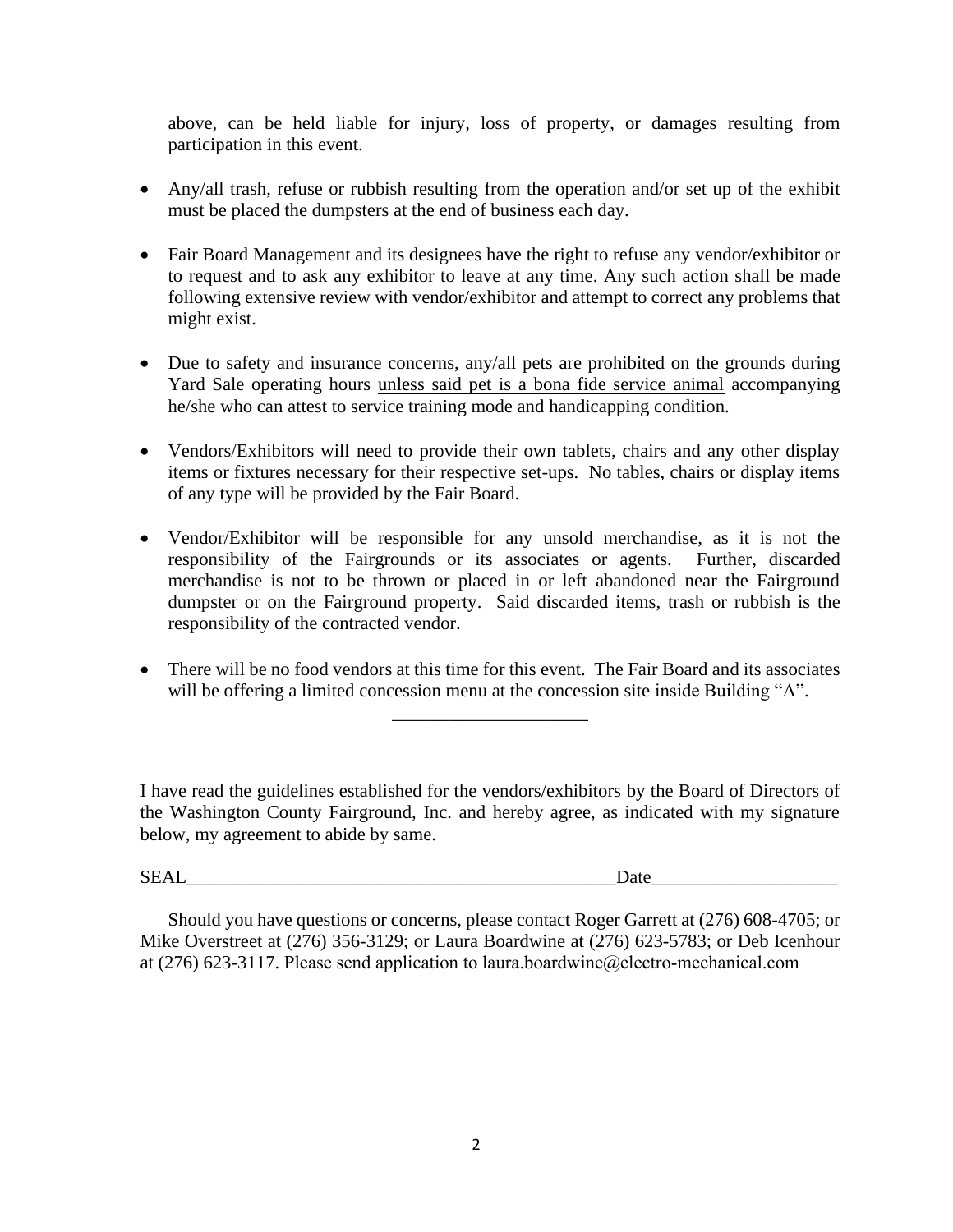above, can be held liable for injury, loss of property, or damages resulting from participation in this event.

- Any/all trash, refuse or rubbish resulting from the operation and/or set up of the exhibit must be placed the dumpsters at the end of business each day.

- Fair Board Management and its designees have the right to refuse any vendor/exhibitor or to request and to ask any exhibitor to leave at any time. Any such action shall be made following extensive review with vendor/exhibitor and attempt to correct any problems that might exist.

- Due to safety and insurance concerns, any/all pets are prohibited on the grounds during Yard Sale operating hours <u>unless said pet is a bona fide service animal</u> accompanying he/she who can attest to service training mode and handicapping condition.

- Vendors/Exhibitors will need to provide their own tablets, chairs and any other display items or fixtures necessary for their respective set-ups. No tables, chairs or display items of any type will be provided by the Fair Board.

- Vendor/Exhibitor will be responsible for any unsold merchandise, as it is not the responsibility of the Fairgrounds or its associates or agents. Further, discarded merchandise is not to be thrown or placed in or left abandoned near the Fairground dumpster or on the Fairground property. Said discarded items, trash or rubbish is the responsibility of the contracted vendor.

- There will be no food vendors at this time for this event. The Fair Board and its associates will be offering a limited concession menu at the concession site inside Building "A".

---

I have read the guidelines established for the vendors/exhibitors by the Board of Directors of the Washington County Fairground, Inc. and hereby agree, as indicated with my signature below, my agreement to abide by same.

SEAL________________________________________________Date____________________

Should you have questions or concerns, please contact Roger Garrett at (276) 608-4705; or Mike Overstreet at (276) 356-3129; or Laura Boardwine at (276) 623-5783; or Deb Icenhour at (276) 623-3117. Please send application to laura.boardwine@electro-mechanical.com